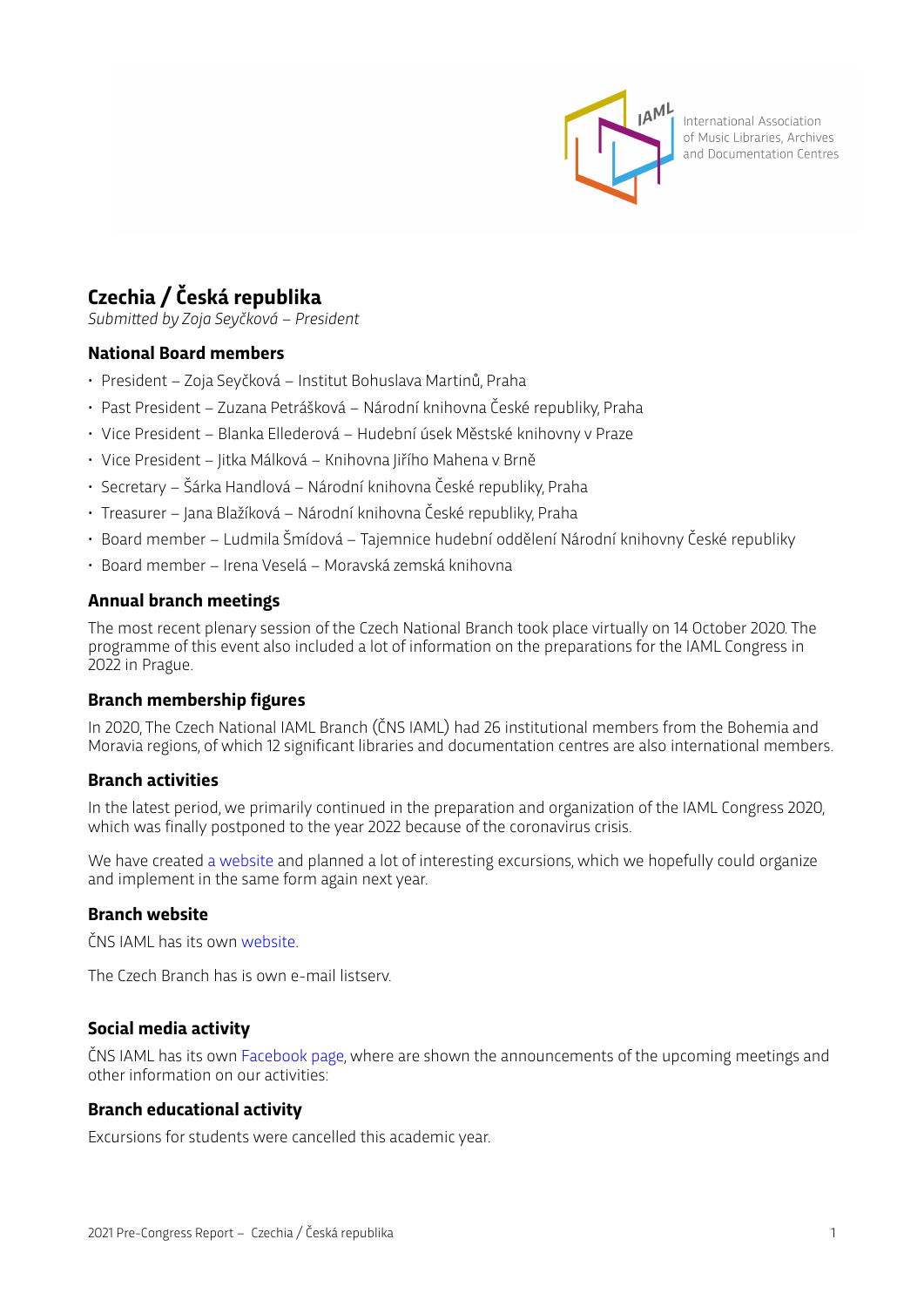International Association of Music Libraries, Archives and Documentation Centres

# Czechia / Česká republika

*Submitted by Zoja Seyčková – President*

## National Board members

- President – Zoja Seyčková – Institut Bohuslava Martinů, Praha
- Past President – Zuzana Petrášková – Národní knihovna České republiky, Praha
- Vice President – Blanka Ellederová – Hudební úsek Městské knihovny v Praze
- Vice President – Jitka Málková – Knihovna Jiřího Mahena v Brně
- Secretary – Šárka Handlová – Národní knihovna České republiky, Praha
- Treasurer – Jana Blažíková – Národní knihovna České republiky, Praha
- Board member – Ludmila Šmídová – Tajemnice hudební oddělení Národní knihovny České republiky
- Board member – Irena Veselá – Moravská zemská knihovna

## Annual branch meetings

The most recent plenary session of the Czech National Branch took place virtually on 14 October 2020. The programme of this event also included a lot of information on the preparations for the IAML Congress in 2022 in Prague.

## Branch membership figures

In 2020, The Czech National IAML Branch (ČNS IAML) had 26 institutional members from the Bohemia and Moravia regions, of which 12 significant libraries and documentation centres are also international members.

## Branch activities

In the latest period, we primarily continued in the preparation and organization of the IAML Congress 2020, which was finally postponed to the year 2022 because of the coronavirus crisis.

We have created a website and planned a lot of interesting excursions, which we hopefully could organize and implement in the same form again next year.

## Branch website

ČNS IAML has its own website.

The Czech Branch has is own e-mail listserv.

## Social media activity

ČNS IAML has its own Facebook page, where are shown the announcements of the upcoming meetings and other information on our activities:

## Branch educational activity

Excursions for students were cancelled this academic year.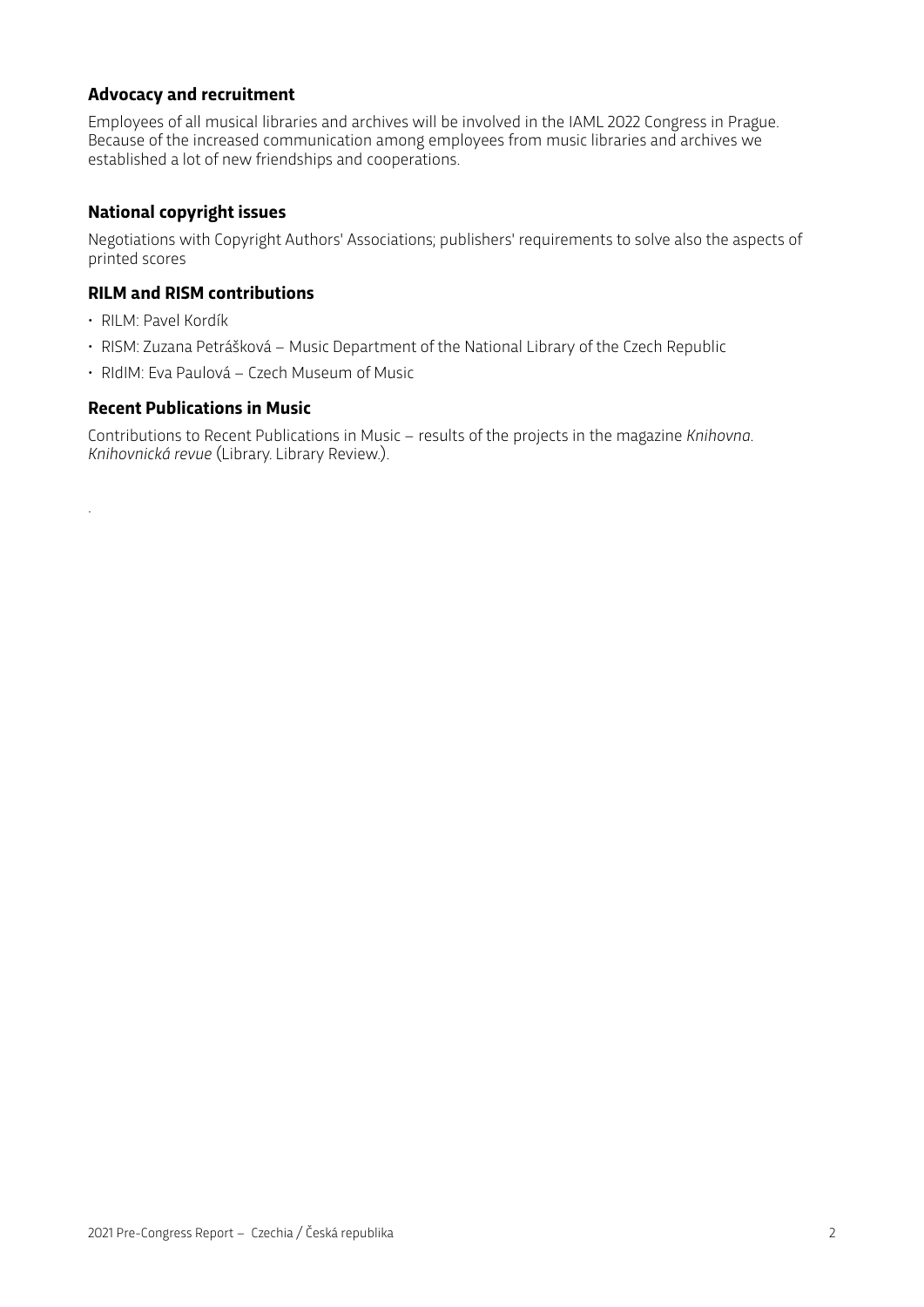## Advocacy and recruitment

Employees of all musical libraries and archives will be involved in the IAML 2022 Congress in Prague. Because of the increased communication among employees from music libraries and archives we established a lot of new friendships and cooperations.

## National copyright issues

Negotiations with Copyright Authors' Associations; publishers' requirements to solve also the aspects of printed scores

## RILM and RISM contributions

- RILM: Pavel Kordík
- RISM: Zuzana Petrášková – Music Department of the National Library of the Czech Republic
- RIdIM: Eva Paulová – Czech Museum of Music

## Recent Publications in Music

Contributions to Recent Publications in Music – results of the projects in the magazine *Knihovna. Knihovnická revue* (Library. Library Review.).

.